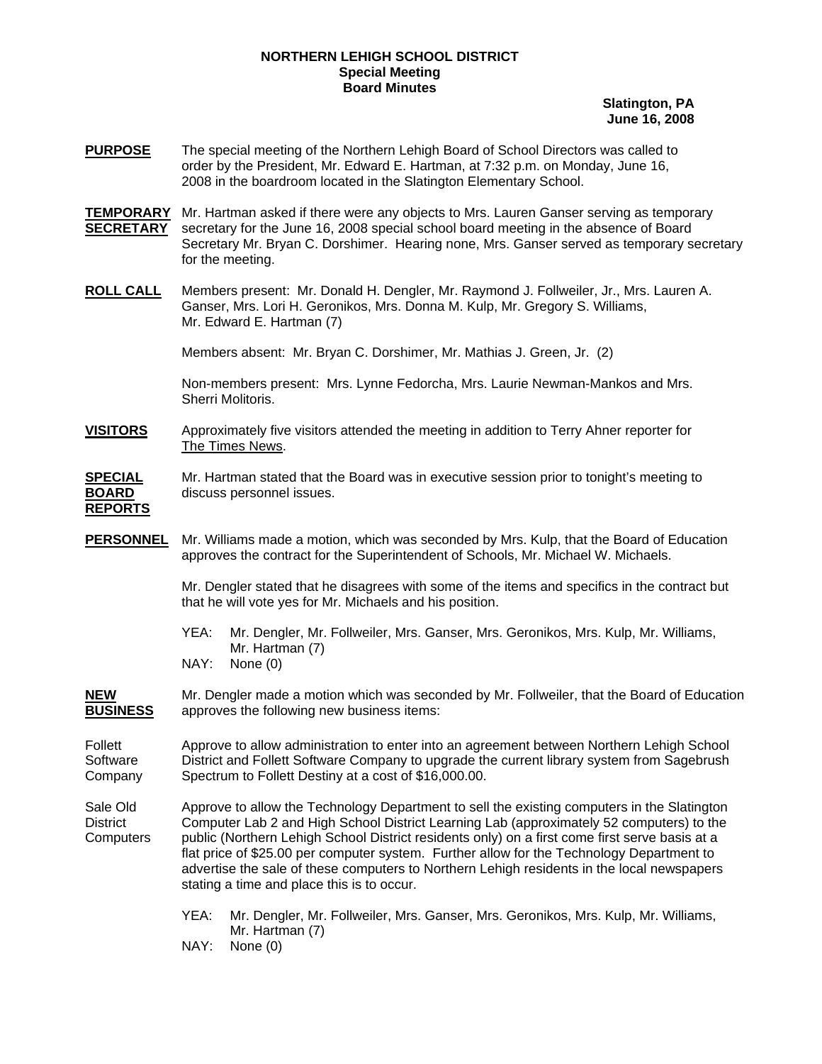**NORTHERN LEHIGH SCHOOL DISTRICT**
**Special Meeting**
**Board Minutes**

**Slatington, PA**
**June 16, 2008**

**PURPOSE** The special meeting of the Northern Lehigh Board of School Directors was called to order by the President, Mr. Edward E. Hartman, at 7:32 p.m. on Monday, June 16, 2008 in the boardroom located in the Slatington Elementary School.

**TEMPORARY SECRETARY** Mr. Hartman asked if there were any objects to Mrs. Lauren Ganser serving as temporary secretary for the June 16, 2008 special school board meeting in the absence of Board Secretary Mr. Bryan C. Dorshimer. Hearing none, Mrs. Ganser served as temporary secretary for the meeting.

**ROLL CALL** Members present: Mr. Donald H. Dengler, Mr. Raymond J. Follweiler, Jr., Mrs. Lauren A. Ganser, Mrs. Lori H. Geronikos, Mrs. Donna M. Kulp, Mr. Gregory S. Williams, Mr. Edward E. Hartman (7)

Members absent: Mr. Bryan C. Dorshimer, Mr. Mathias J. Green, Jr. (2)

Non-members present: Mrs. Lynne Fedorcha, Mrs. Laurie Newman-Mankos and Mrs. Sherri Molitoris.

**VISITORS** Approximately five visitors attended the meeting in addition to Terry Ahner reporter for The Times News.

**SPECIAL BOARD REPORTS** Mr. Hartman stated that the Board was in executive session prior to tonight's meeting to discuss personnel issues.

**PERSONNEL** Mr. Williams made a motion, which was seconded by Mrs. Kulp, that the Board of Education approves the contract for the Superintendent of Schools, Mr. Michael W. Michaels.

Mr. Dengler stated that he disagrees with some of the items and specifics in the contract but that he will vote yes for Mr. Michaels and his position.

YEA: Mr. Dengler, Mr. Follweiler, Mrs. Ganser, Mrs. Geronikos, Mrs. Kulp, Mr. Williams, Mr. Hartman (7)
NAY: None (0)

**NEW BUSINESS** Mr. Dengler made a motion which was seconded by Mr. Follweiler, that the Board of Education approves the following new business items:

Follett Software Company — Approve to allow administration to enter into an agreement between Northern Lehigh School District and Follett Software Company to upgrade the current library system from Sagebrush Spectrum to Follett Destiny at a cost of $16,000.00.

Sale Old District Computers — Approve to allow the Technology Department to sell the existing computers in the Slatington Computer Lab 2 and High School District Learning Lab (approximately 52 computers) to the public (Northern Lehigh School District residents only) on a first come first serve basis at a flat price of $25.00 per computer system. Further allow for the Technology Department to advertise the sale of these computers to Northern Lehigh residents in the local newspapers stating a time and place this is to occur.

YEA: Mr. Dengler, Mr. Follweiler, Mrs. Ganser, Mrs. Geronikos, Mrs. Kulp, Mr. Williams, Mr. Hartman (7)
NAY: None (0)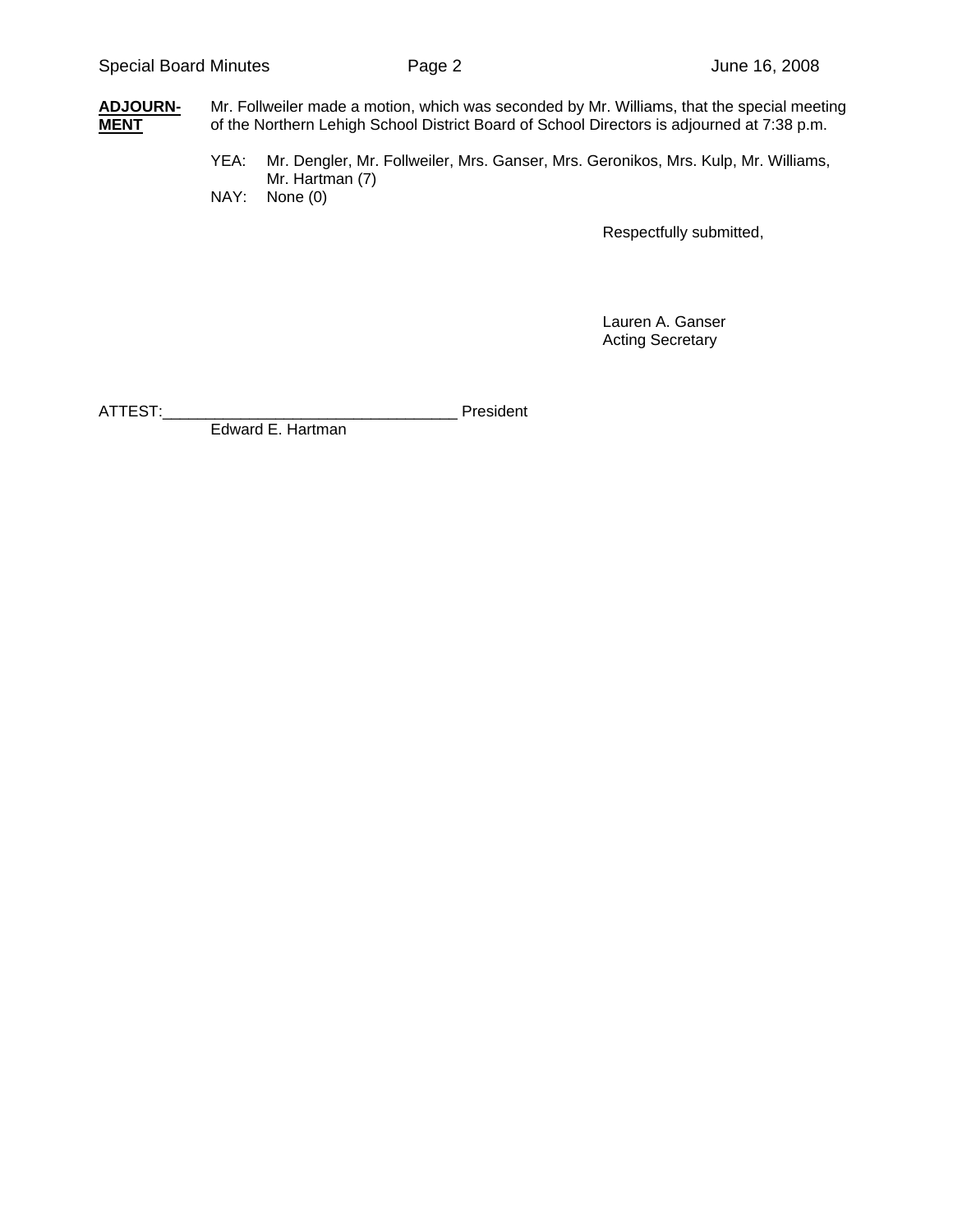**ADJOURN-MENT**

Mr. Follweiler made a motion, which was seconded by Mr. Williams, that the special meeting of the Northern Lehigh School District Board of School Directors is adjourned at 7:38 p.m.

YEA: Mr. Dengler, Mr. Follweiler, Mrs. Ganser, Mrs. Geronikos, Mrs. Kulp, Mr. Williams, Mr. Hartman (7)
NAY: None (0)

Respectfully submitted,

Lauren A. Ganser
Acting Secretary

ATTEST:_________________________________ President
Edward E. Hartman